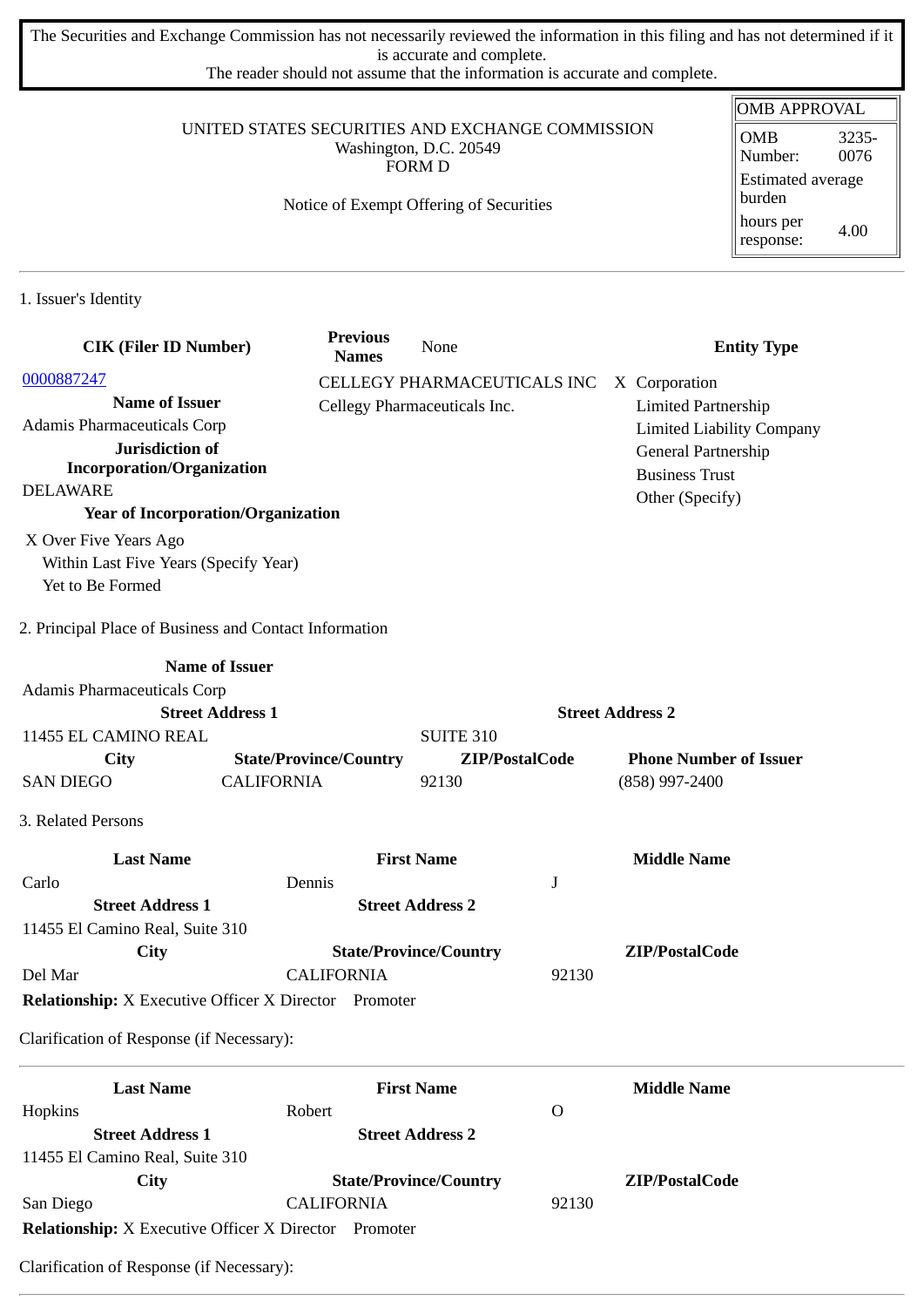The Securities and Exchange Commission has not necessarily reviewed the information in this filing and has not determined if it is accurate and complete.
The reader should not assume that the information is accurate and complete.

| OMB APPROVAL | |
|---|---|
| OMB Number: | 3235-0076 |
| Estimated average burden | |
| hours per response: | 4.00 |

UNITED STATES SECURITIES AND EXCHANGE COMMISSION
Washington, D.C. 20549
FORM D

Notice of Exempt Offering of Securities

1. Issuer's Identity

| CIK (Filer ID Number) | Previous Names | None | Entity Type |
|---|---|---|---|
| 0000887247 | CELLEGY PHARMACEUTICALS INC | | X Corporation |
| **Name of Issuer** | Cellegy Pharmaceuticals Inc. | | Limited Partnership |
| Adamis Pharmaceuticals Corp | | | Limited Liability Company |
| **Jurisdiction of Incorporation/Organization** | | | General Partnership |
| DELAWARE | | | Business Trust |
| | | | Other (Specify) |

**Year of Incorporation/Organization**

X Over Five Years Ago
Within Last Five Years (Specify Year)
Yet to Be Formed

2. Principal Place of Business and Contact Information

| Name of Issuer | | | |
|---|---|---|---|
| Adamis Pharmaceuticals Corp | | | |
| **Street Address 1** | | **Street Address 2** | |
| 11455 EL CAMINO REAL | | SUITE 310 | |
| **City** | **State/Province/Country** | **ZIP/PostalCode** | **Phone Number of Issuer** |
| SAN DIEGO | CALIFORNIA | 92130 | (858) 997-2400 |

3. Related Persons

| Last Name | First Name | Middle Name |
|---|---|---|
| Carlo | Dennis | J |
| **Street Address 1** | **Street Address 2** | |
| 11455 El Camino Real, Suite 310 | | |
| **City** | **State/Province/Country** | **ZIP/PostalCode** |
| Del Mar | CALIFORNIA | 92130 |

**Relationship:** X Executive Officer X Director Promoter

Clarification of Response (if Necessary):

| Last Name | First Name | Middle Name |
|---|---|---|
| Hopkins | Robert | O |
| **Street Address 1** | **Street Address 2** | |
| 11455 El Camino Real, Suite 310 | | |
| **City** | **State/Province/Country** | **ZIP/PostalCode** |
| San Diego | CALIFORNIA | 92130 |

**Relationship:** X Executive Officer X Director Promoter

Clarification of Response (if Necessary):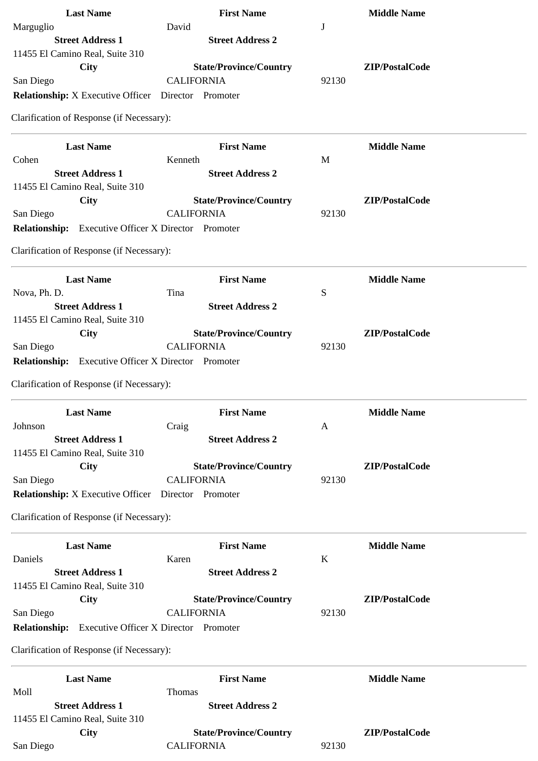| Last Name | First Name | Middle Name |
|---|---|---|
| Marguglio | David | J |
| **Street Address 1** | **Street Address 2** | |
| 11455 El Camino Real, Suite 310 | | |
| **City** | **State/Province/Country** | **ZIP/PostalCode** |
| San Diego | CALIFORNIA | 92130 |

**Relationship:** X Executive Officer Director Promoter

Clarification of Response (if Necessary):

---

| Last Name | First Name | Middle Name |
|---|---|---|
| Cohen | Kenneth | M |
| **Street Address 1** | **Street Address 2** | |
| 11455 El Camino Real, Suite 310 | | |
| **City** | **State/Province/Country** | **ZIP/PostalCode** |
| San Diego | CALIFORNIA | 92130 |

**Relationship:** Executive Officer X Director Promoter

Clarification of Response (if Necessary):

---

| Last Name | First Name | Middle Name |
|---|---|---|
| Nova, Ph. D. | Tina | S |
| **Street Address 1** | **Street Address 2** | |
| 11455 El Camino Real, Suite 310 | | |
| **City** | **State/Province/Country** | **ZIP/PostalCode** |
| San Diego | CALIFORNIA | 92130 |

**Relationship:** Executive Officer X Director Promoter

Clarification of Response (if Necessary):

---

| Last Name | First Name | Middle Name |
|---|---|---|
| Johnson | Craig | A |
| **Street Address 1** | **Street Address 2** | |
| 11455 El Camino Real, Suite 310 | | |
| **City** | **State/Province/Country** | **ZIP/PostalCode** |
| San Diego | CALIFORNIA | 92130 |

**Relationship:** X Executive Officer Director Promoter

Clarification of Response (if Necessary):

---

| Last Name | First Name | Middle Name |
|---|---|---|
| Daniels | Karen | K |
| **Street Address 1** | **Street Address 2** | |
| 11455 El Camino Real, Suite 310 | | |
| **City** | **State/Province/Country** | **ZIP/PostalCode** |
| San Diego | CALIFORNIA | 92130 |

**Relationship:** Executive Officer X Director Promoter

Clarification of Response (if Necessary):

---

| Last Name | First Name | Middle Name |
|---|---|---|
| Moll | Thomas | |
| **Street Address 1** | **Street Address 2** | |
| 11455 El Camino Real, Suite 310 | | |
| **City** | **State/Province/Country** | **ZIP/PostalCode** |
| San Diego | CALIFORNIA | 92130 |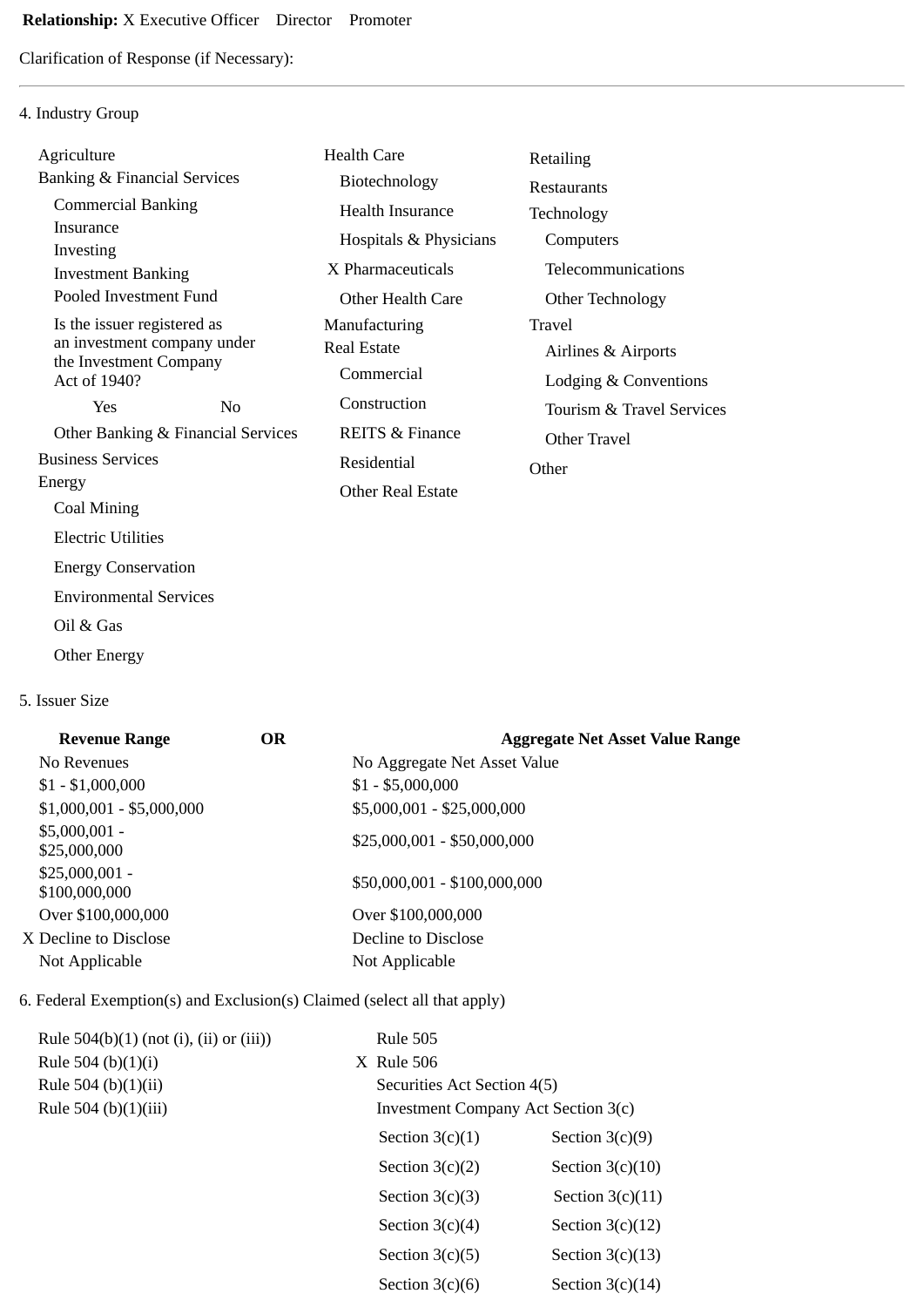**Relationship:** X Executive Officer   Director   Promoter

Clarification of Response (if Necessary):

---

4. Industry Group

- Agriculture
- Banking & Financial Services
  - Commercial Banking
  - Insurance
  - Investing
  - Investment Banking
  - Pooled Investment Fund
  - Is the issuer registered as an investment company under the Investment Company Act of 1940?
    - Yes
    - No
  - Other Banking & Financial Services
- Business Services
- Energy
  - Coal Mining
  - Electric Utilities
  - Energy Conservation
  - Environmental Services
  - Oil & Gas
  - Other Energy
- Health Care
  - Biotechnology
  - Health Insurance
  - Hospitals & Physicians
  - X Pharmaceuticals
  - Other Health Care
- Manufacturing
- Real Estate
  - Commercial
  - Construction
  - REITS & Finance
  - Residential
  - Other Real Estate
- Retailing
- Restaurants
- Technology
  - Computers
  - Telecommunications
  - Other Technology
- Travel
  - Airlines & Airports
  - Lodging & Conventions
  - Tourism & Travel Services
  - Other Travel
- Other

5. Issuer Size

| Revenue Range | OR | Aggregate Net Asset Value Range |
|---|---|---|
| No Revenues | | No Aggregate Net Asset Value |
| $1 - $1,000,000 | | $1 - $5,000,000 |
| $1,000,001 - $5,000,000 | | $5,000,001 - $25,000,000 |
| $5,000,001 - $25,000,000 | | $25,000,001 - $50,000,000 |
| $25,000,001 - $100,000,000 | | $50,000,001 - $100,000,000 |
| Over $100,000,000 | | Over $100,000,000 |
| X Decline to Disclose | | Decline to Disclose |
| Not Applicable | | Not Applicable |

6. Federal Exemption(s) and Exclusion(s) Claimed (select all that apply)

- Rule 504(b)(1) (not (i), (ii) or (iii))
- Rule 504 (b)(1)(i)
- Rule 504 (b)(1)(ii)
- Rule 504 (b)(1)(iii)
- Rule 505
- X Rule 506
- Securities Act Section 4(5)
- Investment Company Act Section 3(c)

| | |
|---|---|
| Section 3(c)(1) | Section 3(c)(9) |
| Section 3(c)(2) | Section 3(c)(10) |
| Section 3(c)(3) | Section 3(c)(11) |
| Section 3(c)(4) | Section 3(c)(12) |
| Section 3(c)(5) | Section 3(c)(13) |
| Section 3(c)(6) | Section 3(c)(14) |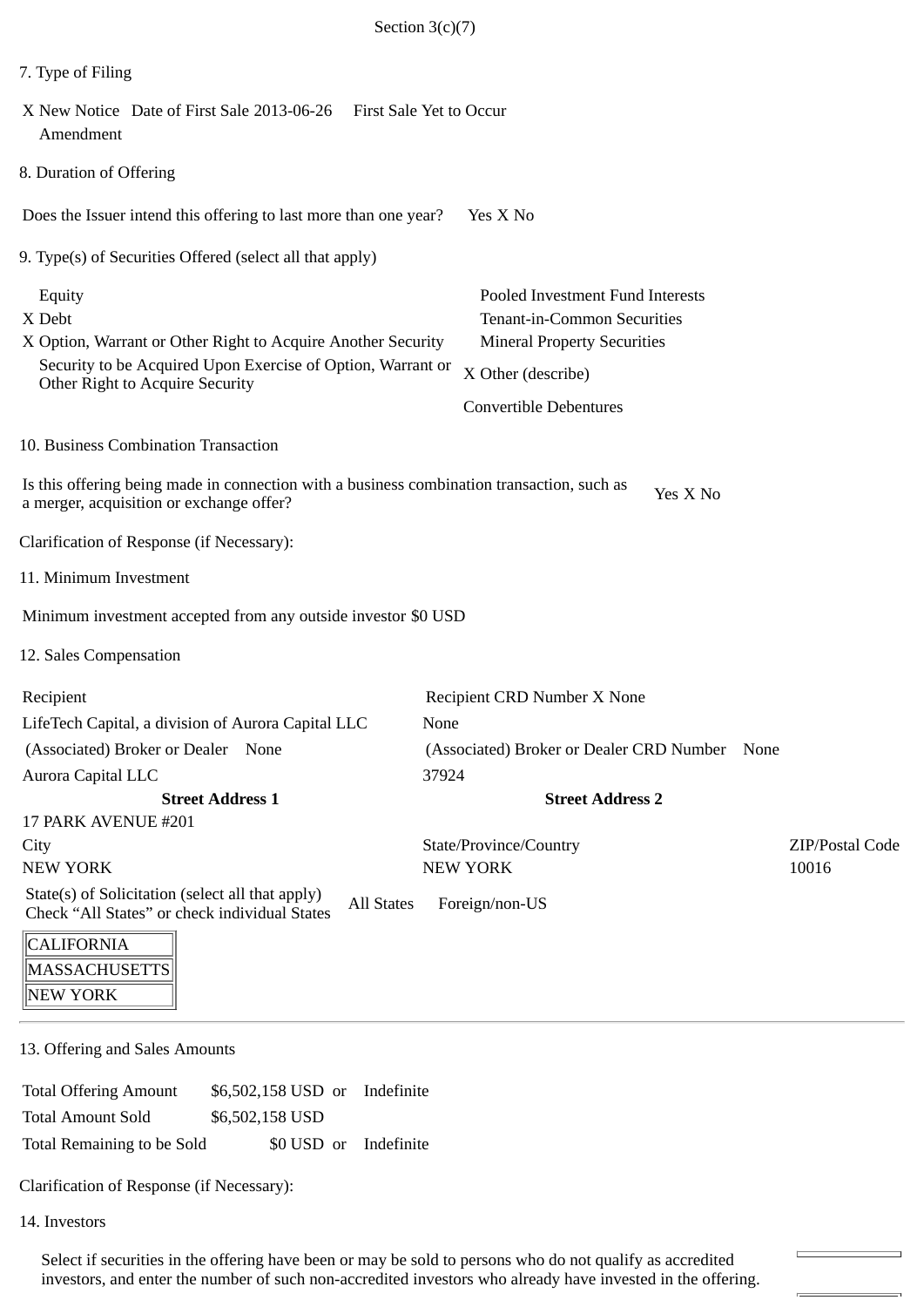Section 3(c)(7)

7. Type of Filing

X New Notice   Date of First Sale 2013-06-26   First Sale Yet to Occur
Amendment

8. Duration of Offering

Does the Issuer intend this offering to last more than one year?   Yes X No

9. Type(s) of Securities Offered (select all that apply)

| | |
|---|---|
| Equity | Pooled Investment Fund Interests |
| X Debt | Tenant-in-Common Securities |
| X Option, Warrant or Other Right to Acquire Another Security | Mineral Property Securities |
| Security to be Acquired Upon Exercise of Option, Warrant or Other Right to Acquire Security | X Other (describe) |
| | Convertible Debentures |

10. Business Combination Transaction

Is this offering being made in connection with a business combination transaction, such as a merger, acquisition or exchange offer?   Yes X No

Clarification of Response (if Necessary):

11. Minimum Investment

Minimum investment accepted from any outside investor $0 USD

12. Sales Compensation

| | | |
|---|---|---|
| Recipient | Recipient CRD Number X None | |
| LifeTech Capital, a division of Aurora Capital LLC | None | |
| (Associated) Broker or Dealer   None | (Associated) Broker or Dealer CRD Number   None | |
| Aurora Capital LLC | 37924 | |
| **Street Address 1** | **Street Address 2** | |
| 17 PARK AVENUE #201 | | |
| City | State/Province/Country | ZIP/Postal Code |
| NEW YORK | NEW YORK | 10016 |

State(s) of Solicitation (select all that apply)
Check “All States” or check individual States   All States   Foreign/non-US

| |
|---|
| CALIFORNIA |
| MASSACHUSETTS |
| NEW YORK |

13. Offering and Sales Amounts

| | | |
|---|---|---|
| Total Offering Amount | $6,502,158 USD or | Indefinite |
| Total Amount Sold | $6,502,158 USD | |
| Total Remaining to be Sold | $0 USD or | Indefinite |

Clarification of Response (if Necessary):

14. Investors

Select if securities in the offering have been or may be sold to persons who do not qualify as accredited investors, and enter the number of such non-accredited investors who already have invested in the offering.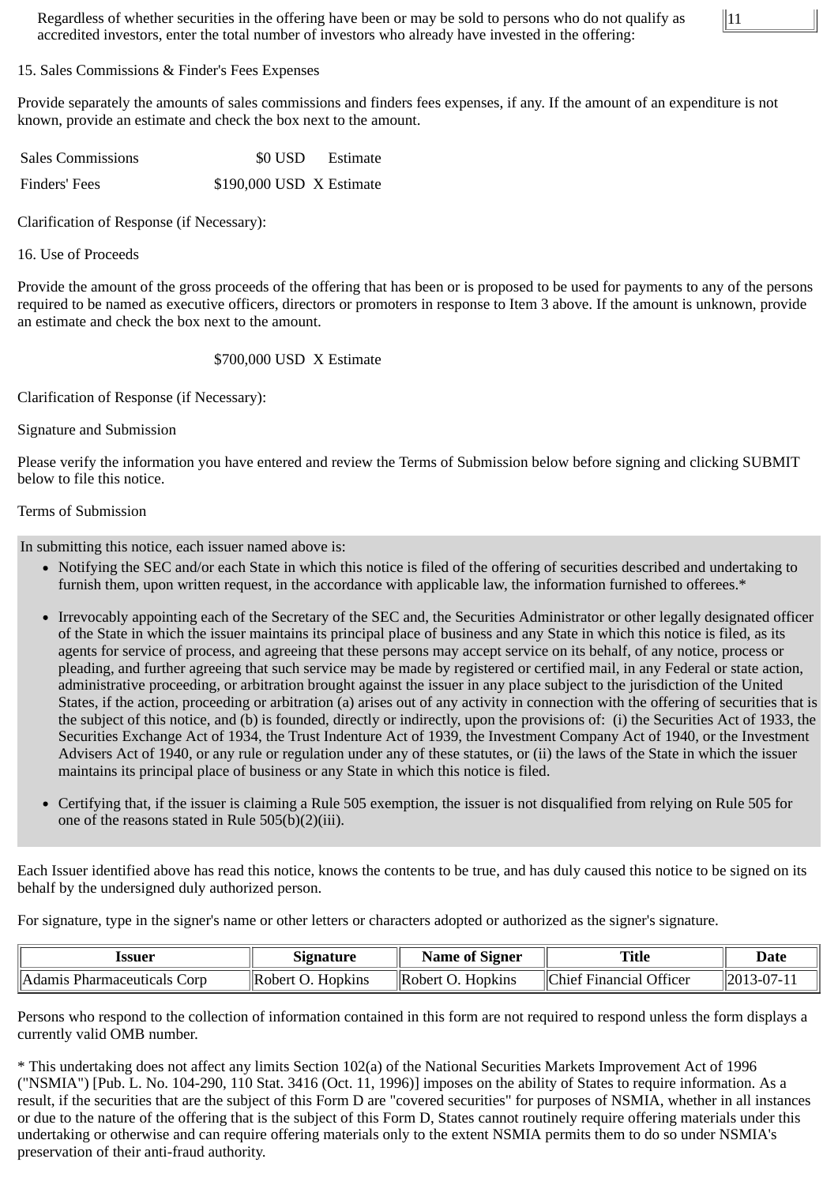Regardless of whether securities in the offering have been or may be sold to persons who do not qualify as accredited investors, enter the total number of investors who already have invested in the offering: 11

15. Sales Commissions & Finder's Fees Expenses

Provide separately the amounts of sales commissions and finders fees expenses, if any. If the amount of an expenditure is not known, provide an estimate and check the box next to the amount.

| | | |
|---|---|---|
| Sales Commissions | $0 USD | Estimate |
| Finders' Fees | $190,000 USD | X Estimate |

Clarification of Response (if Necessary):

16. Use of Proceeds

Provide the amount of the gross proceeds of the offering that has been or is proposed to be used for payments to any of the persons required to be named as executive officers, directors or promoters in response to Item 3 above. If the amount is unknown, provide an estimate and check the box next to the amount.

$700,000 USD X Estimate

Clarification of Response (if Necessary):

Signature and Submission

Please verify the information you have entered and review the Terms of Submission below before signing and clicking SUBMIT below to file this notice.

Terms of Submission

In submitting this notice, each issuer named above is:

- Notifying the SEC and/or each State in which this notice is filed of the offering of securities described and undertaking to furnish them, upon written request, in the accordance with applicable law, the information furnished to offerees.*
- Irrevocably appointing each of the Secretary of the SEC and, the Securities Administrator or other legally designated officer of the State in which the issuer maintains its principal place of business and any State in which this notice is filed, as its agents for service of process, and agreeing that these persons may accept service on its behalf, of any notice, process or pleading, and further agreeing that such service may be made by registered or certified mail, in any Federal or state action, administrative proceeding, or arbitration brought against the issuer in any place subject to the jurisdiction of the United States, if the action, proceeding or arbitration (a) arises out of any activity in connection with the offering of securities that is the subject of this notice, and (b) is founded, directly or indirectly, upon the provisions of: (i) the Securities Act of 1933, the Securities Exchange Act of 1934, the Trust Indenture Act of 1939, the Investment Company Act of 1940, or the Investment Advisers Act of 1940, or any rule or regulation under any of these statutes, or (ii) the laws of the State in which the issuer maintains its principal place of business or any State in which this notice is filed.
- Certifying that, if the issuer is claiming a Rule 505 exemption, the issuer is not disqualified from relying on Rule 505 for one of the reasons stated in Rule 505(b)(2)(iii).

Each Issuer identified above has read this notice, knows the contents to be true, and has duly caused this notice to be signed on its behalf by the undersigned duly authorized person.

For signature, type in the signer's name or other letters or characters adopted or authorized as the signer's signature.

| Issuer | Signature | Name of Signer | Title | Date |
|---|---|---|---|---|
| Adamis Pharmaceuticals Corp | Robert O. Hopkins | Robert O. Hopkins | Chief Financial Officer | 2013-07-11 |

Persons who respond to the collection of information contained in this form are not required to respond unless the form displays a currently valid OMB number.

* This undertaking does not affect any limits Section 102(a) of the National Securities Markets Improvement Act of 1996 ("NSMIA") [Pub. L. No. 104-290, 110 Stat. 3416 (Oct. 11, 1996)] imposes on the ability of States to require information. As a result, if the securities that are the subject of this Form D are "covered securities" for purposes of NSMIA, whether in all instances or due to the nature of the offering that is the subject of this Form D, States cannot routinely require offering materials under this undertaking or otherwise and can require offering materials only to the extent NSMIA permits them to do so under NSMIA's preservation of their anti-fraud authority.